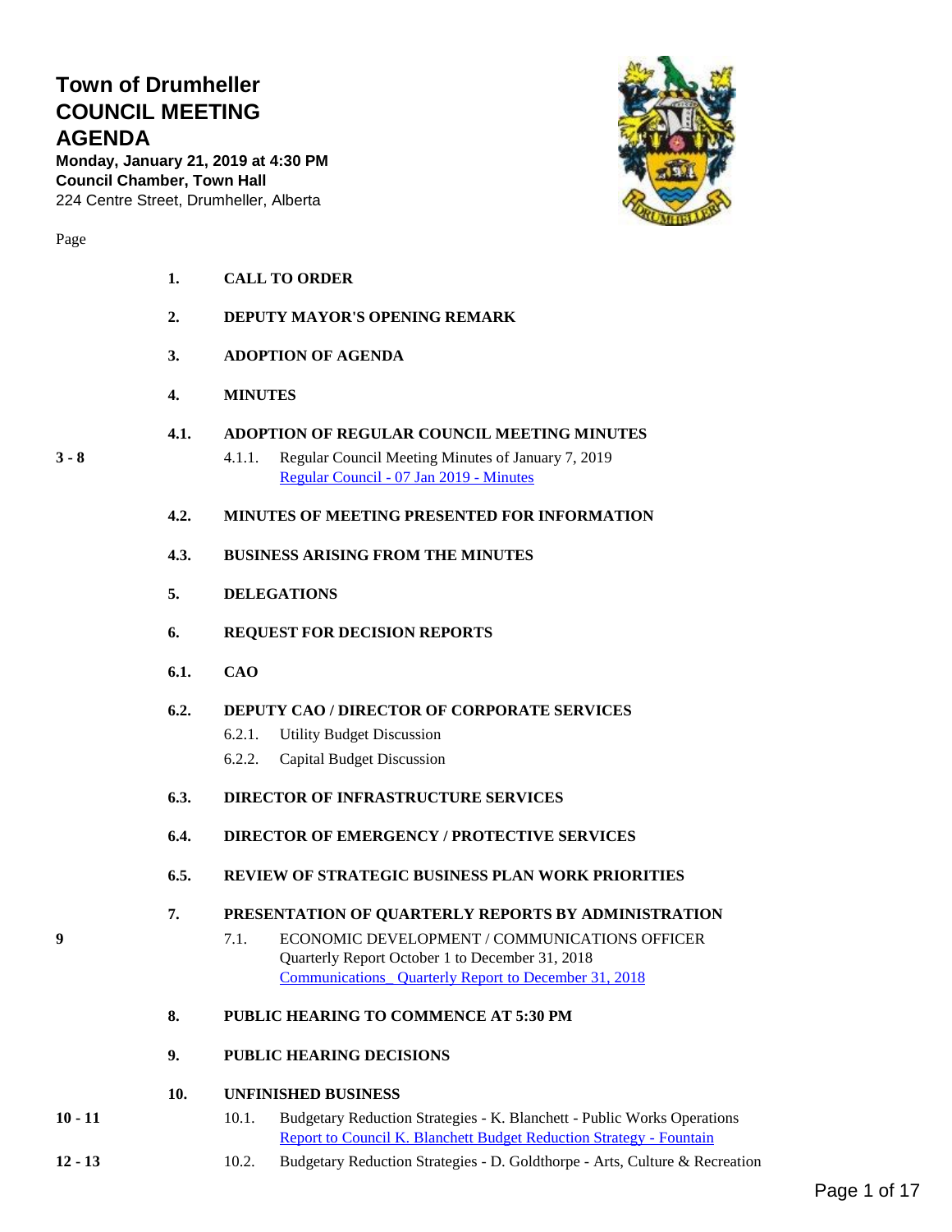# Town of Drumheller COUNCIL MEETING AGENDA

**Monday, January 21, 2019 at 4:30 PM**
**Council Chamber, Town Hall**
224 Centre Street, Drumheller, Alberta

| Page | | |
|---|---|---|
| | **1.** | **CALL TO ORDER** |
| | **2.** | **DEPUTY MAYOR'S OPENING REMARK** |
| | **3.** | **ADOPTION OF AGENDA** |
| | **4.** | **MINUTES** |
| | **4.1.** | **ADOPTION OF REGULAR COUNCIL MEETING MINUTES** |
| 3 - 8 | | 4.1.1. Regular Council Meeting Minutes of January 7, 2019 <br> Regular Council - 07 Jan 2019 - Minutes |
| | **4.2.** | **MINUTES OF MEETING PRESENTED FOR INFORMATION** |
| | **4.3.** | **BUSINESS ARISING FROM THE MINUTES** |
| | **5.** | **DELEGATIONS** |
| | **6.** | **REQUEST FOR DECISION REPORTS** |
| | **6.1.** | **CAO** |
| | **6.2.** | **DEPUTY CAO / DIRECTOR OF CORPORATE SERVICES** |
| | | 6.2.1. Utility Budget Discussion |
| | | 6.2.2. Capital Budget Discussion |
| | **6.3.** | **DIRECTOR OF INFRASTRUCTURE SERVICES** |
| | **6.4.** | **DIRECTOR OF EMERGENCY / PROTECTIVE SERVICES** |
| | **6.5.** | **REVIEW OF STRATEGIC BUSINESS PLAN WORK PRIORITIES** |
| | **7.** | **PRESENTATION OF QUARTERLY REPORTS BY ADMINISTRATION** |
| 9 | | 7.1. ECONOMIC DEVELOPMENT / COMMUNICATIONS OFFICER <br> Quarterly Report October 1 to December 31, 2018 <br> Communications_ Quarterly Report to December 31, 2018 |
| | **8.** | **PUBLIC HEARING TO COMMENCE AT 5:30 PM** |
| | **9.** | **PUBLIC HEARING DECISIONS** |
| | **10.** | **UNFINISHED BUSINESS** |
| 10 - 11 | | 10.1. Budgetary Reduction Strategies - K. Blanchett - Public Works Operations <br> Report to Council K. Blanchett Budget Reduction Strategy - Fountain |
| 12 - 13 | | 10.2. Budgetary Reduction Strategies - D. Goldthorpe - Arts, Culture & Recreation |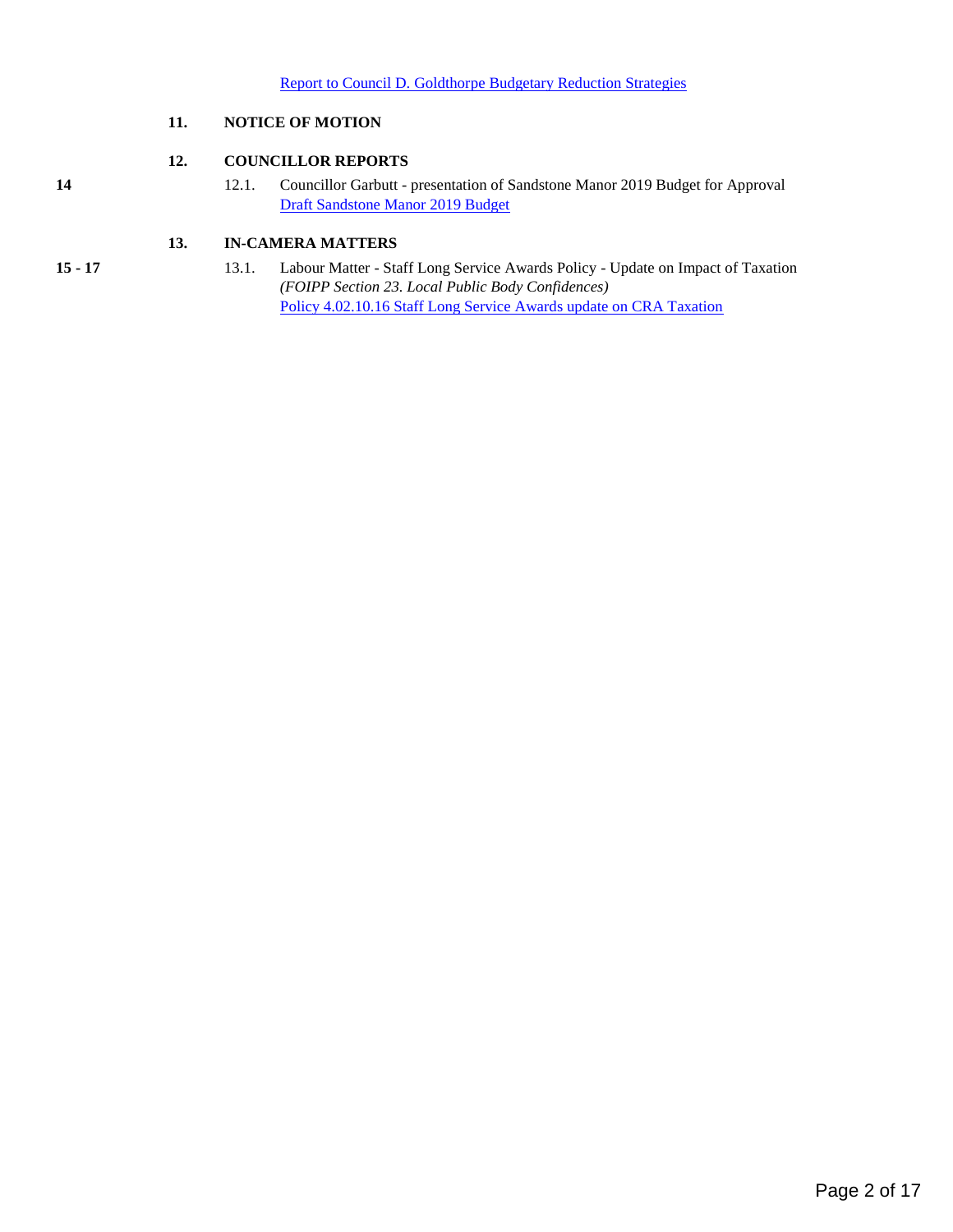Report to Council D. Goldthorpe Budgetary Reduction Strategies

**11. NOTICE OF MOTION**

**12. COUNCILLOR REPORTS**

**14** 12.1. Councillor Garbutt - presentation of Sandstone Manor 2019 Budget for Approval
Draft Sandstone Manor 2019 Budget

**13. IN-CAMERA MATTERS**

**15 - 17** 13.1. Labour Matter - Staff Long Service Awards Policy - Update on Impact of Taxation
*(FOIPP Section 23. Local Public Body Confidences)*
Policy 4.02.10.16 Staff Long Service Awards update on CRA Taxation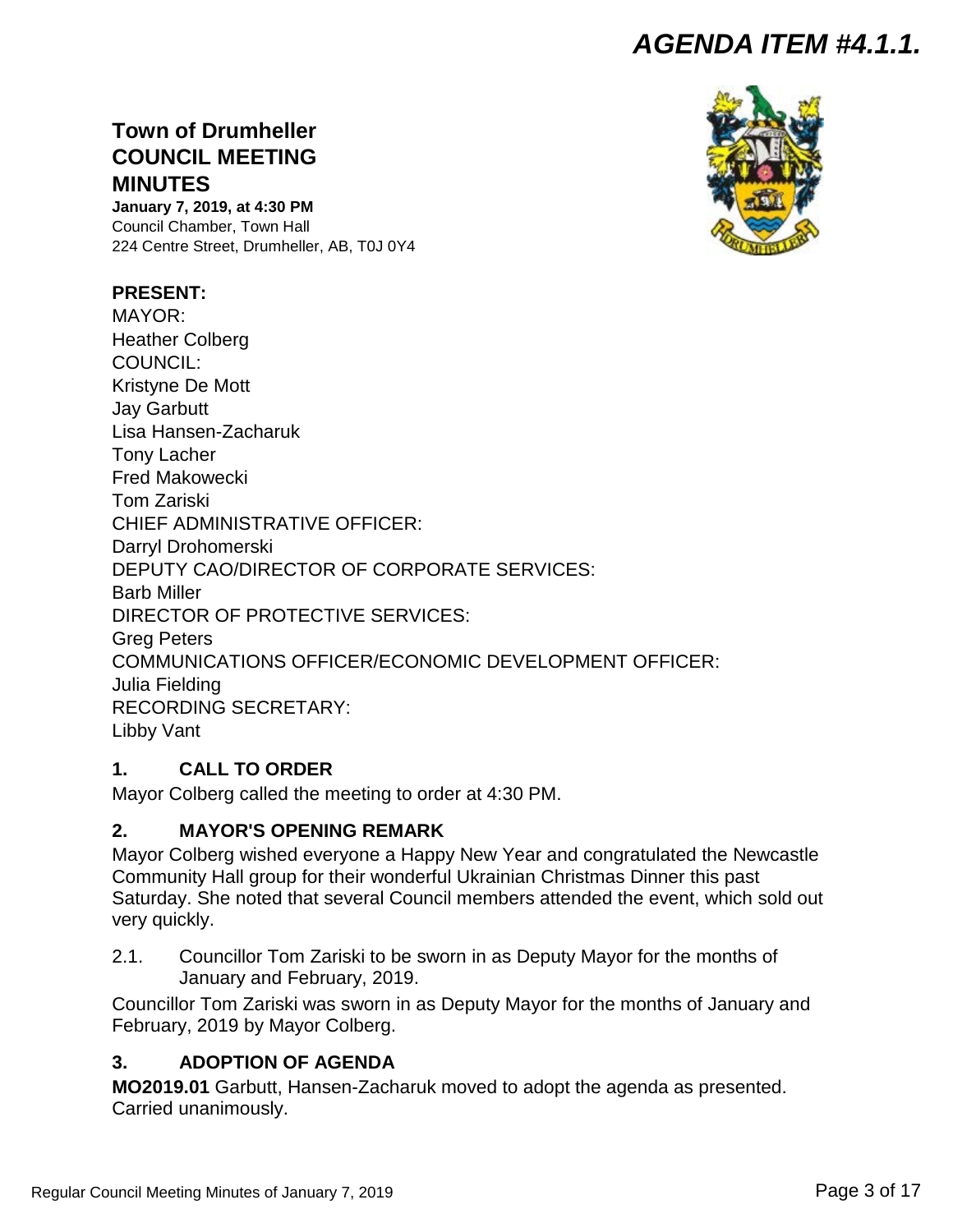# AGENDA ITEM #4.1.1.

## Town of Drumheller COUNCIL MEETING MINUTES

**January 7, 2019, at 4:30 PM**
Council Chamber, Town Hall
224 Centre Street, Drumheller, AB, T0J 0Y4

**PRESENT:**
MAYOR:
Heather Colberg
COUNCIL:
Kristyne De Mott
Jay Garbutt
Lisa Hansen-Zacharuk
Tony Lacher
Fred Makowecki
Tom Zariski
CHIEF ADMINISTRATIVE OFFICER:
Darryl Drohomerski
DEPUTY CAO/DIRECTOR OF CORPORATE SERVICES:
Barb Miller
DIRECTOR OF PROTECTIVE SERVICES:
Greg Peters
COMMUNICATIONS OFFICER/ECONOMIC DEVELOPMENT OFFICER:
Julia Fielding
RECORDING SECRETARY:
Libby Vant

### 1. CALL TO ORDER

Mayor Colberg called the meeting to order at 4:30 PM.

### 2. MAYOR'S OPENING REMARK

Mayor Colberg wished everyone a Happy New Year and congratulated the Newcastle Community Hall group for their wonderful Ukrainian Christmas Dinner this past Saturday. She noted that several Council members attended the event, which sold out very quickly.

2.1. Councillor Tom Zariski to be sworn in as Deputy Mayor for the months of January and February, 2019.

Councillor Tom Zariski was sworn in as Deputy Mayor for the months of January and February, 2019 by Mayor Colberg.

### 3. ADOPTION OF AGENDA

**MO2019.01** Garbutt, Hansen-Zacharuk moved to adopt the agenda as presented. Carried unanimously.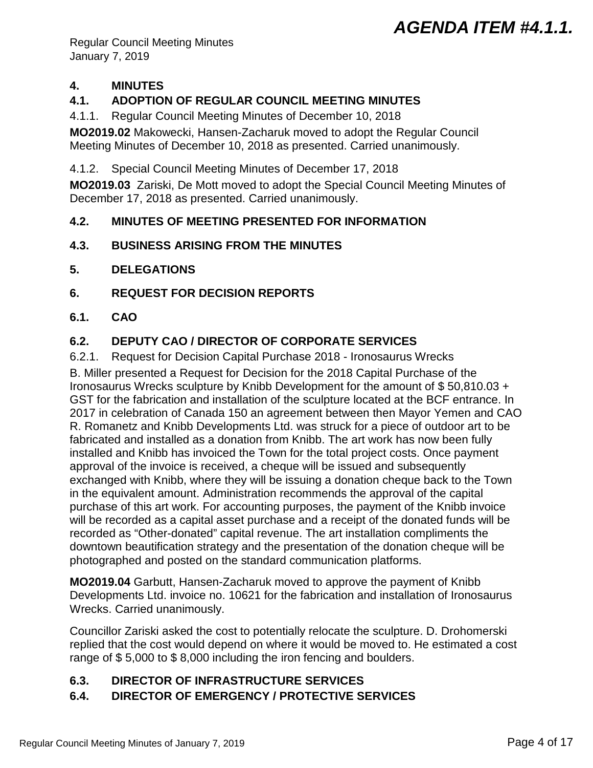**AGENDA ITEM #4.1.1.**

Regular Council Meeting Minutes
January 7, 2019

## 4. MINUTES

### 4.1. ADOPTION OF REGULAR COUNCIL MEETING MINUTES

4.1.1. Regular Council Meeting Minutes of December 10, 2018

**MO2019.02** Makowecki, Hansen-Zacharuk moved to adopt the Regular Council Meeting Minutes of December 10, 2018 as presented. Carried unanimously.

4.1.2. Special Council Meeting Minutes of December 17, 2018

**MO2019.03** Zariski, De Mott moved to adopt the Special Council Meeting Minutes of December 17, 2018 as presented. Carried unanimously.

### 4.2. MINUTES OF MEETING PRESENTED FOR INFORMATION

### 4.3. BUSINESS ARISING FROM THE MINUTES

## 5. DELEGATIONS

## 6. REQUEST FOR DECISION REPORTS

### 6.1. CAO

### 6.2. DEPUTY CAO / DIRECTOR OF CORPORATE SERVICES

6.2.1. Request for Decision Capital Purchase 2018 - Ironosaurus Wrecks

B. Miller presented a Request for Decision for the 2018 Capital Purchase of the Ironosaurus Wrecks sculpture by Knibb Development for the amount of $ 50,810.03 + GST for the fabrication and installation of the sculpture located at the BCF entrance. In 2017 in celebration of Canada 150 an agreement between then Mayor Yemen and CAO R. Romanetz and Knibb Developments Ltd. was struck for a piece of outdoor art to be fabricated and installed as a donation from Knibb. The art work has now been fully installed and Knibb has invoiced the Town for the total project costs. Once payment approval of the invoice is received, a cheque will be issued and subsequently exchanged with Knibb, where they will be issuing a donation cheque back to the Town in the equivalent amount. Administration recommends the approval of the capital purchase of this art work. For accounting purposes, the payment of the Knibb invoice will be recorded as a capital asset purchase and a receipt of the donated funds will be recorded as "Other-donated" capital revenue. The art installation compliments the downtown beautification strategy and the presentation of the donation cheque will be photographed and posted on the standard communication platforms.

**MO2019.04** Garbutt, Hansen-Zacharuk moved to approve the payment of Knibb Developments Ltd. invoice no. 10621 for the fabrication and installation of Ironosaurus Wrecks. Carried unanimously.

Councillor Zariski asked the cost to potentially relocate the sculpture. D. Drohomerski replied that the cost would depend on where it would be moved to. He estimated a cost range of $ 5,000 to $ 8,000 including the iron fencing and boulders.

### 6.3. DIRECTOR OF INFRASTRUCTURE SERVICES

### 6.4. DIRECTOR OF EMERGENCY / PROTECTIVE SERVICES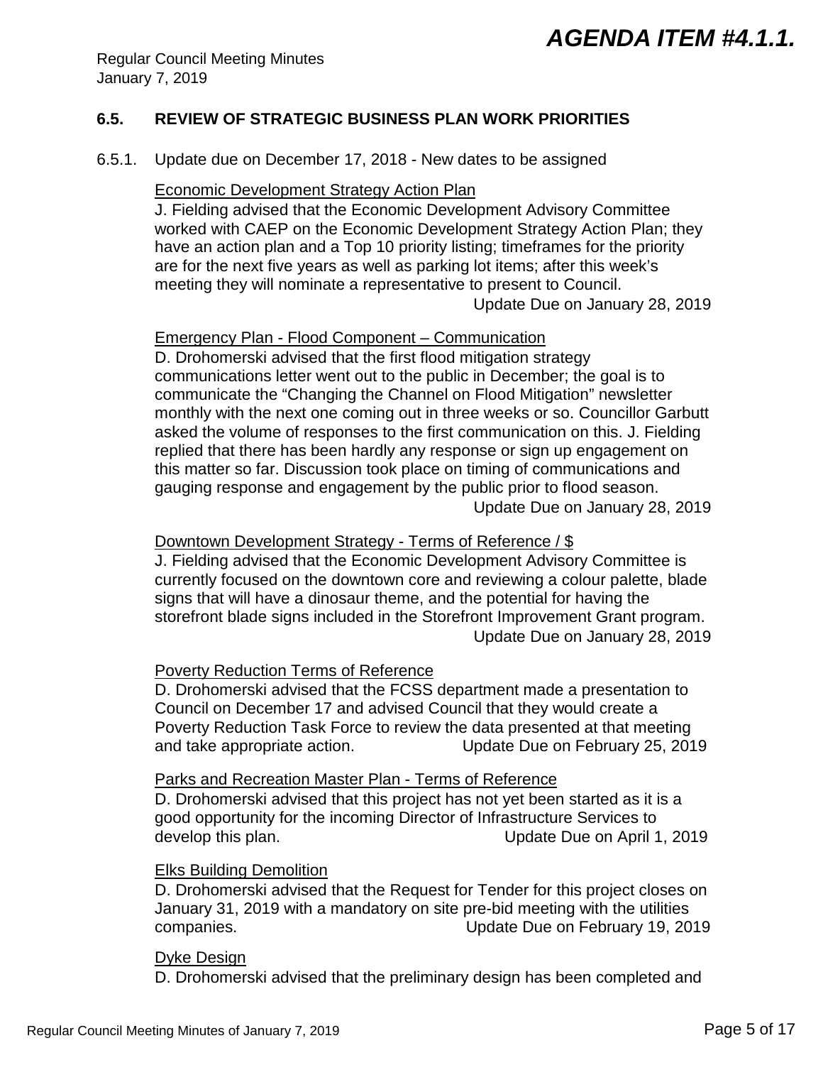## 6.5. REVIEW OF STRATEGIC BUSINESS PLAN WORK PRIORITIES

6.5.1. Update due on December 17, 2018 - New dates to be assigned

Economic Development Strategy Action Plan

J. Fielding advised that the Economic Development Advisory Committee worked with CAEP on the Economic Development Strategy Action Plan; they have an action plan and a Top 10 priority listing; timeframes for the priority are for the next five years as well as parking lot items; after this week's meeting they will nominate a representative to present to Council.

Update Due on January 28, 2019

Emergency Plan - Flood Component – Communication

D. Drohomerski advised that the first flood mitigation strategy communications letter went out to the public in December; the goal is to communicate the "Changing the Channel on Flood Mitigation" newsletter monthly with the next one coming out in three weeks or so. Councillor Garbutt asked the volume of responses to the first communication on this. J. Fielding replied that there has been hardly any response or sign up engagement on this matter so far. Discussion took place on timing of communications and gauging response and engagement by the public prior to flood season.

Update Due on January 28, 2019

Downtown Development Strategy - Terms of Reference / $

J. Fielding advised that the Economic Development Advisory Committee is currently focused on the downtown core and reviewing a colour palette, blade signs that will have a dinosaur theme, and the potential for having the storefront blade signs included in the Storefront Improvement Grant program.

Update Due on January 28, 2019

Poverty Reduction Terms of Reference

D. Drohomerski advised that the FCSS department made a presentation to Council on December 17 and advised Council that they would create a Poverty Reduction Task Force to review the data presented at that meeting and take appropriate action. Update Due on February 25, 2019

Parks and Recreation Master Plan - Terms of Reference

D. Drohomerski advised that this project has not yet been started as it is a good opportunity for the incoming Director of Infrastructure Services to develop this plan. Update Due on April 1, 2019

Elks Building Demolition

D. Drohomerski advised that the Request for Tender for this project closes on January 31, 2019 with a mandatory on site pre-bid meeting with the utilities companies. Update Due on February 19, 2019

Dyke Design

D. Drohomerski advised that the preliminary design has been completed and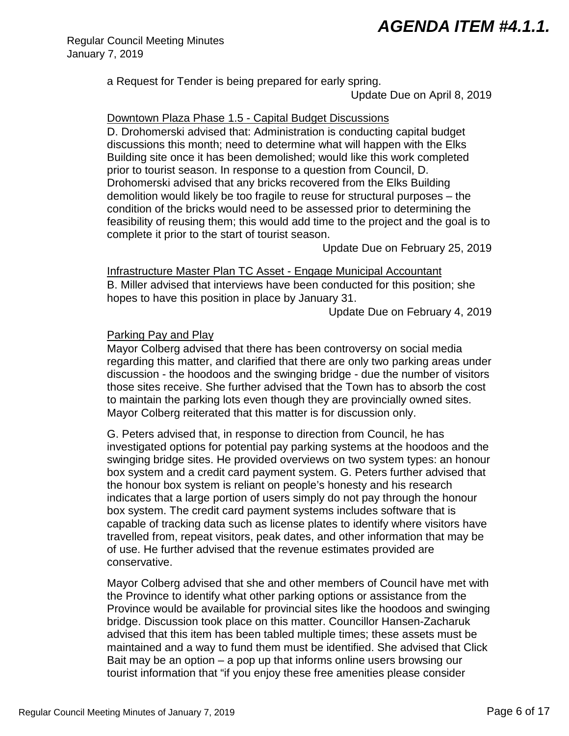a Request for Tender is being prepared for early spring.

Update Due on April 8, 2019

<u>Downtown Plaza Phase 1.5 - Capital Budget Discussions</u>

D. Drohomerski advised that: Administration is conducting capital budget discussions this month; need to determine what will happen with the Elks Building site once it has been demolished; would like this work completed prior to tourist season. In response to a question from Council, D. Drohomerski advised that any bricks recovered from the Elks Building demolition would likely be too fragile to reuse for structural purposes – the condition of the bricks would need to be assessed prior to determining the feasibility of reusing them; this would add time to the project and the goal is to complete it prior to the start of tourist season.

Update Due on February 25, 2019

<u>Infrastructure Master Plan TC Asset - Engage Municipal Accountant</u>

B. Miller advised that interviews have been conducted for this position; she hopes to have this position in place by January 31.

Update Due on February 4, 2019

<u>Parking Pay and Play</u>

Mayor Colberg advised that there has been controversy on social media regarding this matter, and clarified that there are only two parking areas under discussion - the hoodoos and the swinging bridge - due the number of visitors those sites receive. She further advised that the Town has to absorb the cost to maintain the parking lots even though they are provincially owned sites. Mayor Colberg reiterated that this matter is for discussion only.

G. Peters advised that, in response to direction from Council, he has investigated options for potential pay parking systems at the hoodoos and the swinging bridge sites. He provided overviews on two system types: an honour box system and a credit card payment system. G. Peters further advised that the honour box system is reliant on people's honesty and his research indicates that a large portion of users simply do not pay through the honour box system. The credit card payment systems includes software that is capable of tracking data such as license plates to identify where visitors have travelled from, repeat visitors, peak dates, and other information that may be of use. He further advised that the revenue estimates provided are conservative.

Mayor Colberg advised that she and other members of Council have met with the Province to identify what other parking options or assistance from the Province would be available for provincial sites like the hoodoos and swinging bridge. Discussion took place on this matter. Councillor Hansen-Zacharuk advised that this item has been tabled multiple times; these assets must be maintained and a way to fund them must be identified. She advised that Click Bait may be an option – a pop up that informs online users browsing our tourist information that "if you enjoy these free amenities please consider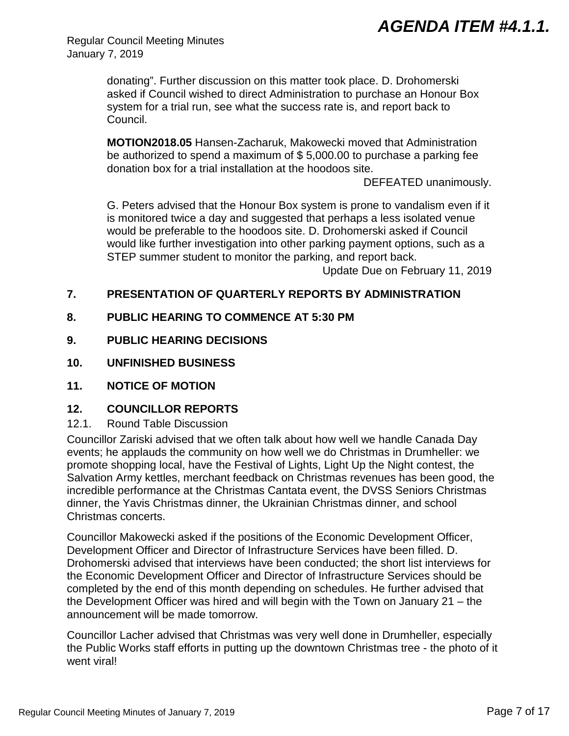donating”. Further discussion on this matter took place. D. Drohomerski asked if Council wished to direct Administration to purchase an Honour Box system for a trial run, see what the success rate is, and report back to Council.

**MOTION2018.05** Hansen-Zacharuk, Makowecki moved that Administration be authorized to spend a maximum of $ 5,000.00 to purchase a parking fee donation box for a trial installation at the hoodoos site.

DEFEATED unanimously.

G. Peters advised that the Honour Box system is prone to vandalism even if it is monitored twice a day and suggested that perhaps a less isolated venue would be preferable to the hoodoos site. D. Drohomerski asked if Council would like further investigation into other parking payment options, such as a STEP summer student to monitor the parking, and report back.

Update Due on February 11, 2019

## 7. PRESENTATION OF QUARTERLY REPORTS BY ADMINISTRATION

## 8. PUBLIC HEARING TO COMMENCE AT 5:30 PM

## 9. PUBLIC HEARING DECISIONS

## 10. UNFINISHED BUSINESS

## 11. NOTICE OF MOTION

## 12. COUNCILLOR REPORTS

12.1. Round Table Discussion

Councillor Zariski advised that we often talk about how well we handle Canada Day events; he applauds the community on how well we do Christmas in Drumheller: we promote shopping local, have the Festival of Lights, Light Up the Night contest, the Salvation Army kettles, merchant feedback on Christmas revenues has been good, the incredible performance at the Christmas Cantata event, the DVSS Seniors Christmas dinner, the Yavis Christmas dinner, the Ukrainian Christmas dinner, and school Christmas concerts.

Councillor Makowecki asked if the positions of the Economic Development Officer, Development Officer and Director of Infrastructure Services have been filled. D. Drohomerski advised that interviews have been conducted; the short list interviews for the Economic Development Officer and Director of Infrastructure Services should be completed by the end of this month depending on schedules. He further advised that the Development Officer was hired and will begin with the Town on January 21 – the announcement will be made tomorrow.

Councillor Lacher advised that Christmas was very well done in Drumheller, especially the Public Works staff efforts in putting up the downtown Christmas tree - the photo of it went viral!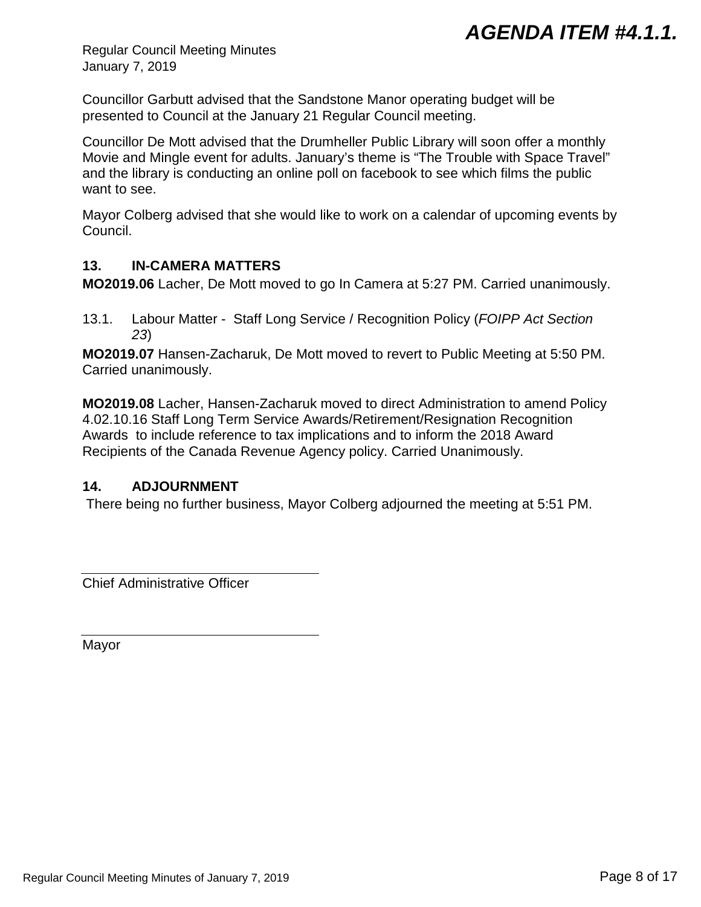Councillor Garbutt advised that the Sandstone Manor operating budget will be presented to Council at the January 21 Regular Council meeting.

Councillor De Mott advised that the Drumheller Public Library will soon offer a monthly Movie and Mingle event for adults. January's theme is "The Trouble with Space Travel" and the library is conducting an online poll on facebook to see which films the public want to see.

Mayor Colberg advised that she would like to work on a calendar of upcoming events by Council.

## 13. IN-CAMERA MATTERS

**MO2019.06** Lacher, De Mott moved to go In Camera at 5:27 PM. Carried unanimously.

13.1. Labour Matter - Staff Long Service / Recognition Policy (*FOIPP Act Section 23*)

**MO2019.07** Hansen-Zacharuk, De Mott moved to revert to Public Meeting at 5:50 PM. Carried unanimously.

**MO2019.08** Lacher, Hansen-Zacharuk moved to direct Administration to amend Policy 4.02.10.16 Staff Long Term Service Awards/Retirement/Resignation Recognition Awards to include reference to tax implications and to inform the 2018 Award Recipients of the Canada Revenue Agency policy. Carried Unanimously.

## 14. ADJOURNMENT

There being no further business, Mayor Colberg adjourned the meeting at 5:51 PM.

\_\_\_\_\_\_\_\_\_\_\_\_\_\_\_\_\_\_\_\_\_\_\_\_\_\_\_\_\_\_\_\_

Chief Administrative Officer

\_\_\_\_\_\_\_\_\_\_\_\_\_\_\_\_\_\_\_\_\_\_\_\_\_\_\_\_\_\_\_\_

Mayor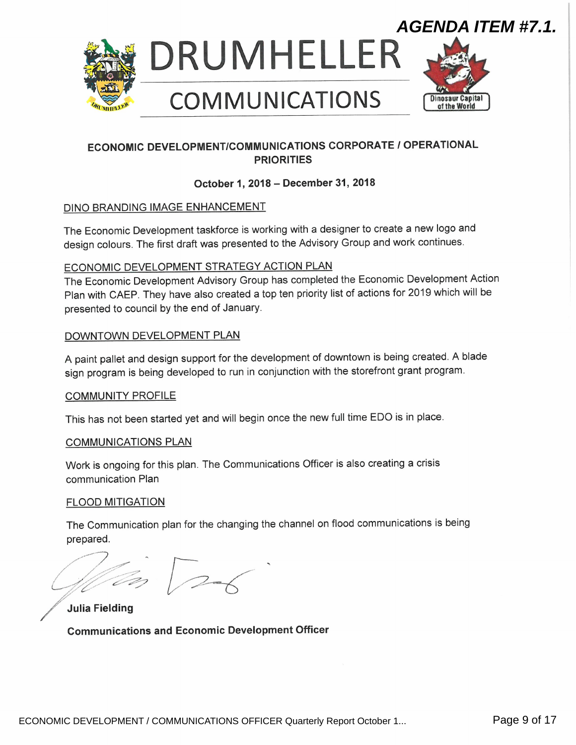**AGENDA ITEM #7.1.**

# DRUMHELLER COMMUNICATIONS

Dinosaur Capital of the World

## ECONOMIC DEVELOPMENT/COMMUNICATIONS CORPORATE / OPERATIONAL PRIORITIES

**October 1, 2018 – December 31, 2018**

### DINO BRANDING IMAGE ENHANCEMENT

The Economic Development taskforce is working with a designer to create a new logo and design colours. The first draft was presented to the Advisory Group and work continues.

### ECONOMIC DEVELOPMENT STRATEGY ACTION PLAN

The Economic Development Advisory Group has completed the Economic Development Action Plan with CAEP. They have also created a top ten priority list of actions for 2019 which will be presented to council by the end of January.

### DOWNTOWN DEVELOPMENT PLAN

A paint pallet and design support for the development of downtown is being created. A blade sign program is being developed to run in conjunction with the storefront grant program.

### COMMUNITY PROFILE

This has not been started yet and will begin once the new full time EDO is in place.

### COMMUNICATIONS PLAN

Work is ongoing for this plan. The Communications Officer is also creating a crisis communication Plan

### FLOOD MITIGATION

The Communication plan for the changing the channel on flood communications is being prepared.

**Julia Fielding**

**Communications and Economic Development Officer**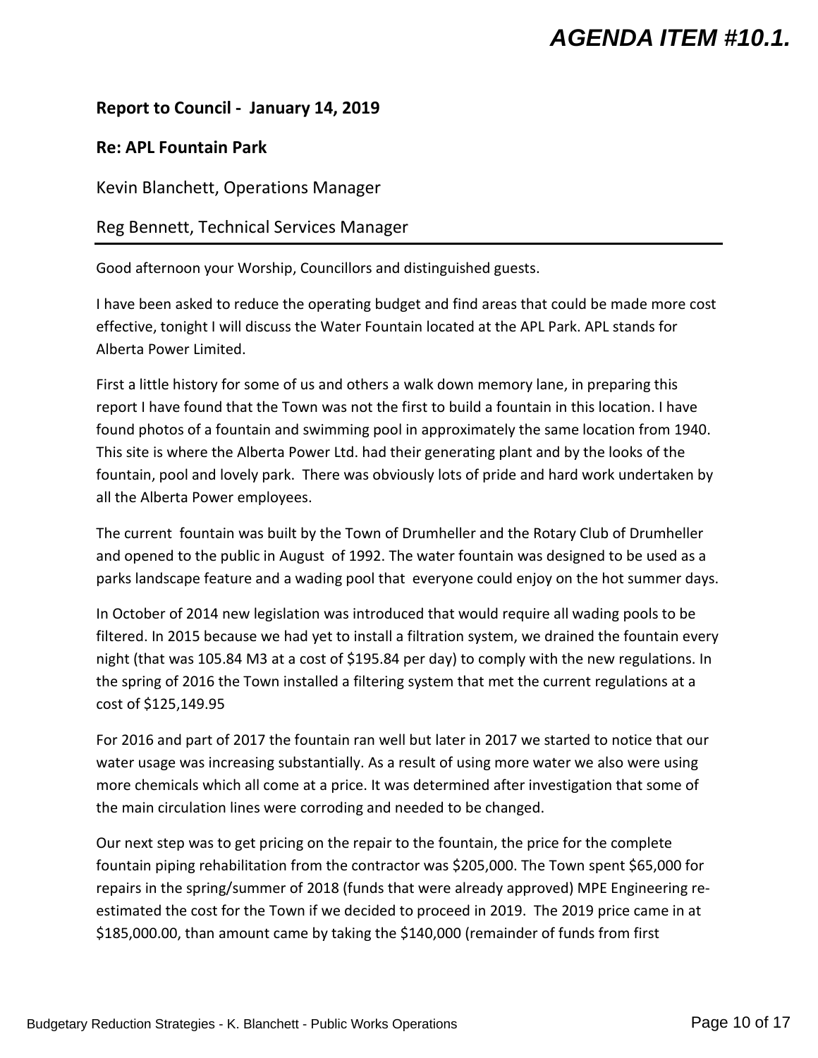# AGENDA ITEM #10.1.

**Report to Council - January 14, 2019**

**Re: APL Fountain Park**

Kevin Blanchett, Operations Manager

Reg Bennett, Technical Services Manager

---

Good afternoon your Worship, Councillors and distinguished guests.

I have been asked to reduce the operating budget and find areas that could be made more cost effective, tonight I will discuss the Water Fountain located at the APL Park. APL stands for Alberta Power Limited.

First a little history for some of us and others a walk down memory lane, in preparing this report I have found that the Town was not the first to build a fountain in this location. I have found photos of a fountain and swimming pool in approximately the same location from 1940. This site is where the Alberta Power Ltd. had their generating plant and by the looks of the fountain, pool and lovely park. There was obviously lots of pride and hard work undertaken by all the Alberta Power employees.

The current fountain was built by the Town of Drumheller and the Rotary Club of Drumheller and opened to the public in August of 1992. The water fountain was designed to be used as a parks landscape feature and a wading pool that everyone could enjoy on the hot summer days.

In October of 2014 new legislation was introduced that would require all wading pools to be filtered. In 2015 because we had yet to install a filtration system, we drained the fountain every night (that was 105.84 M3 at a cost of $195.84 per day) to comply with the new regulations. In the spring of 2016 the Town installed a filtering system that met the current regulations at a cost of $125,149.95

For 2016 and part of 2017 the fountain ran well but later in 2017 we started to notice that our water usage was increasing substantially. As a result of using more water we also were using more chemicals which all come at a price. It was determined after investigation that some of the main circulation lines were corroding and needed to be changed.

Our next step was to get pricing on the repair to the fountain, the price for the complete fountain piping rehabilitation from the contractor was $205,000. The Town spent $65,000 for repairs in the spring/summer of 2018 (funds that were already approved) MPE Engineering re-estimated the cost for the Town if we decided to proceed in 2019. The 2019 price came in at $185,000.00, than amount came by taking the $140,000 (remainder of funds from first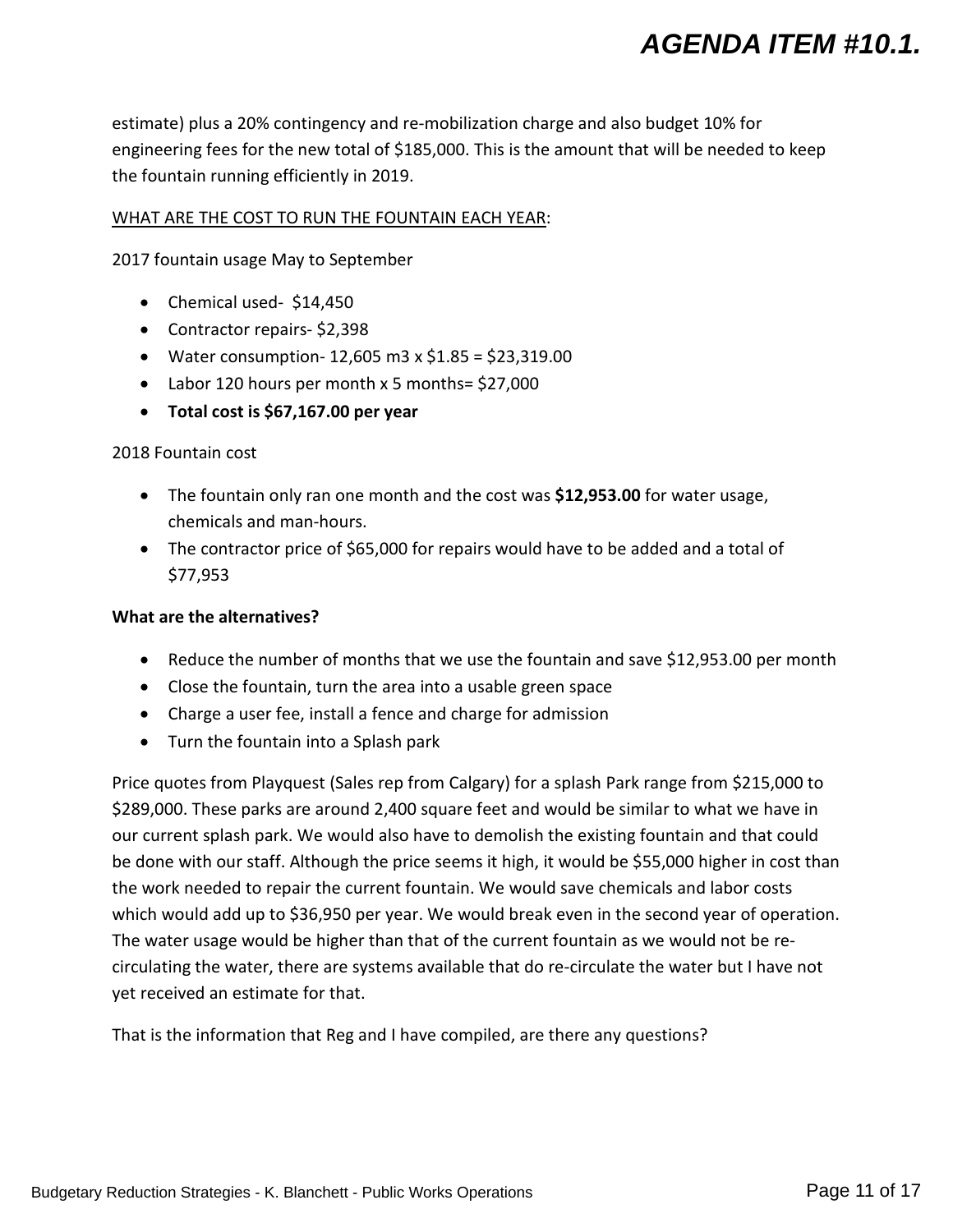estimate) plus a 20% contingency and re-mobilization charge and also budget 10% for engineering fees for the new total of $185,000. This is the amount that will be needed to keep the fountain running efficiently in 2019.

<u>WHAT ARE THE COST TO RUN THE FOUNTAIN EACH YEAR</u>:

2017 fountain usage May to September

- Chemical used- $14,450
- Contractor repairs- $2,398
- Water consumption- 12,605 m3 x $1.85 = $23,319.00
- Labor 120 hours per month x 5 months= $27,000
- **Total cost is $67,167.00 per year**

2018 Fountain cost

- The fountain only ran one month and the cost was **$12,953.00** for water usage, chemicals and man-hours.
- The contractor price of $65,000 for repairs would have to be added and a total of $77,953

**What are the alternatives?**

- Reduce the number of months that we use the fountain and save $12,953.00 per month
- Close the fountain, turn the area into a usable green space
- Charge a user fee, install a fence and charge for admission
- Turn the fountain into a Splash park

Price quotes from Playquest (Sales rep from Calgary) for a splash Park range from $215,000 to $289,000. These parks are around 2,400 square feet and would be similar to what we have in our current splash park. We would also have to demolish the existing fountain and that could be done with our staff. Although the price seems it high, it would be $55,000 higher in cost than the work needed to repair the current fountain. We would save chemicals and labor costs which would add up to $36,950 per year. We would break even in the second year of operation. The water usage would be higher than that of the current fountain as we would not be re-circulating the water, there are systems available that do re-circulate the water but I have not yet received an estimate for that.

That is the information that Reg and I have compiled, are there any questions?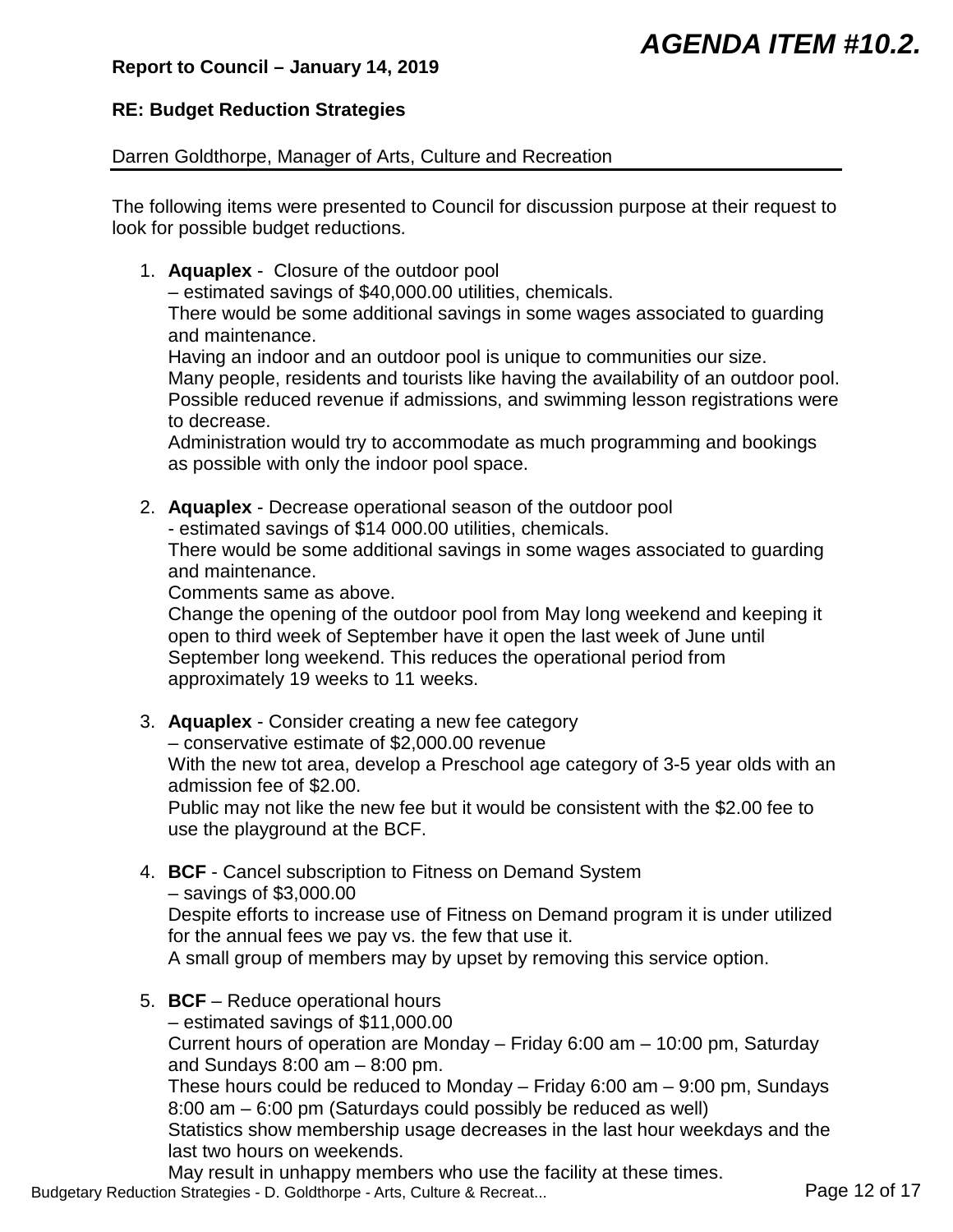# AGENDA ITEM #10.2.

**Report to Council – January 14, 2019**

**RE: Budget Reduction Strategies**

Darren Goldthorpe, Manager of Arts, Culture and Recreation

The following items were presented to Council for discussion purpose at their request to look for possible budget reductions.

1. **Aquaplex** - Closure of the outdoor pool
   – estimated savings of $40,000.00 utilities, chemicals.
   There would be some additional savings in some wages associated to guarding and maintenance.
   Having an indoor and an outdoor pool is unique to communities our size.
   Many people, residents and tourists like having the availability of an outdoor pool.
   Possible reduced revenue if admissions, and swimming lesson registrations were to decrease.
   Administration would try to accommodate as much programming and bookings as possible with only the indoor pool space.

2. **Aquaplex** - Decrease operational season of the outdoor pool
   - estimated savings of $14 000.00 utilities, chemicals.
   There would be some additional savings in some wages associated to guarding and maintenance.
   Comments same as above.
   Change the opening of the outdoor pool from May long weekend and keeping it open to third week of September have it open the last week of June until September long weekend. This reduces the operational period from approximately 19 weeks to 11 weeks.

3. **Aquaplex** - Consider creating a new fee category
   – conservative estimate of $2,000.00 revenue
   With the new tot area, develop a Preschool age category of 3-5 year olds with an admission fee of $2.00.
   Public may not like the new fee but it would be consistent with the $2.00 fee to use the playground at the BCF.

4. **BCF** - Cancel subscription to Fitness on Demand System
   – savings of $3,000.00
   Despite efforts to increase use of Fitness on Demand program it is under utilized for the annual fees we pay vs. the few that use it.
   A small group of members may by upset by removing this service option.

5. **BCF** – Reduce operational hours
   – estimated savings of $11,000.00
   Current hours of operation are Monday – Friday 6:00 am – 10:00 pm, Saturday and Sundays 8:00 am – 8:00 pm.
   These hours could be reduced to Monday – Friday 6:00 am – 9:00 pm, Sundays 8:00 am – 6:00 pm (Saturdays could possibly be reduced as well)
   Statistics show membership usage decreases in the last hour weekdays and the last two hours on weekends.
   May result in unhappy members who use the facility at these times.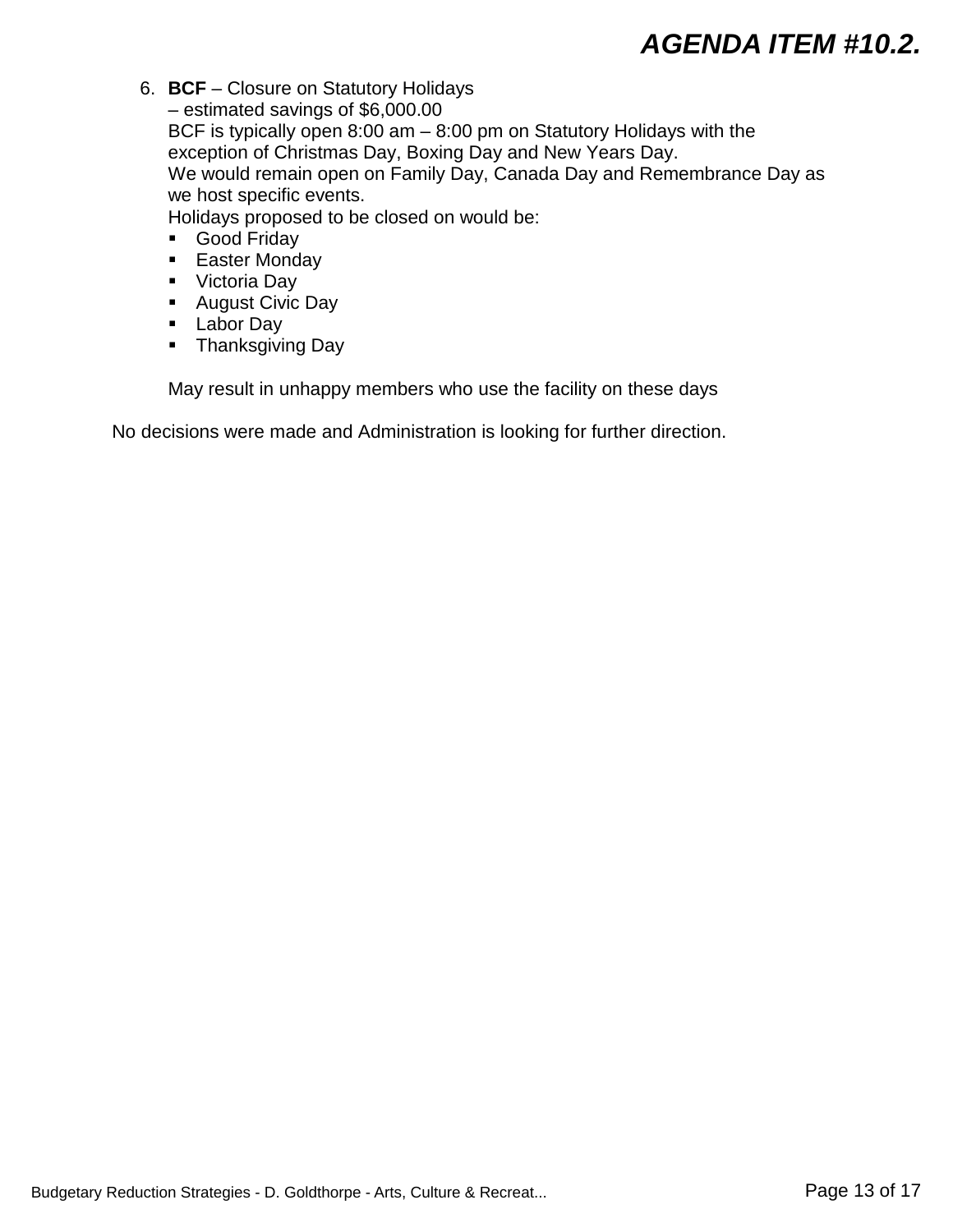6. **BCF** – Closure on Statutory Holidays
   – estimated savings of $6,000.00
   BCF is typically open 8:00 am – 8:00 pm on Statutory Holidays with the exception of Christmas Day, Boxing Day and New Years Day.
   We would remain open on Family Day, Canada Day and Remembrance Day as we host specific events.
   Holidays proposed to be closed on would be:
   - Good Friday
   - Easter Monday
   - Victoria Day
   - August Civic Day
   - Labor Day
   - Thanksgiving Day

   May result in unhappy members who use the facility on these days

No decisions were made and Administration is looking for further direction.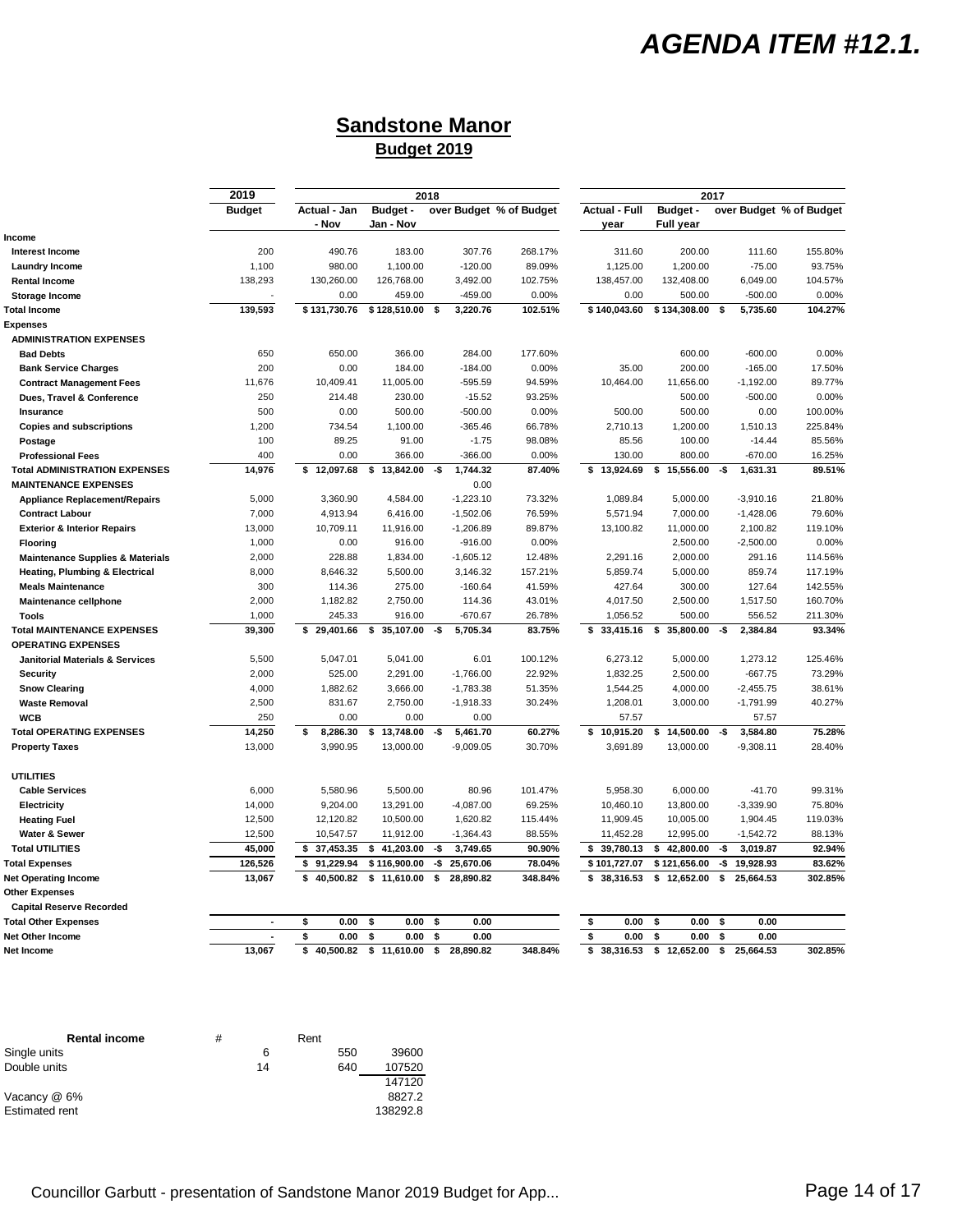# AGENDA ITEM #12.1.

## Sandstone Manor
### Budget 2019

| | 2019 | 2018 | | | | 2017 | | | |
|---|---|---|---|---|---|---|---|---|---|
| | Budget | Actual - Jan - Nov | Budget - Jan - Nov | over Budget | % of Budget | Actual - Full year | Budget - Full year | over Budget | % of Budget |
| **Income** | | | | | | | | | |
| **Interest Income** | 200 | 490.76 | 183.00 | 307.76 | 268.17% | 311.60 | 200.00 | 111.60 | 155.80% |
| **Laundry Income** | 1,100 | 980.00 | 1,100.00 | -120.00 | 89.09% | 1,125.00 | 1,200.00 | -75.00 | 93.75% |
| **Rental Income** | 138,293 | 130,260.00 | 126,768.00 | 3,492.00 | 102.75% | 138,457.00 | 132,408.00 | 6,049.00 | 104.57% |
| **Storage Income** | - | 0.00 | 459.00 | -459.00 | 0.00% | 0.00 | 500.00 | -500.00 | 0.00% |
| **Total Income** | 139,593 | $ 131,730.76 | $ 128,510.00 | $ 3,220.76 | 102.51% | $ 140,043.60 | $ 134,308.00 | $ 5,735.60 | 104.27% |
| **Expenses** | | | | | | | | | |
| **ADMINISTRATION EXPENSES** | | | | | | | | | |
| **Bad Debts** | 650 | 650.00 | 366.00 | 284.00 | 177.60% | | 600.00 | -600.00 | 0.00% |
| **Bank Service Charges** | 200 | 0.00 | 184.00 | -184.00 | 0.00% | 35.00 | 200.00 | -165.00 | 17.50% |
| **Contract Management Fees** | 11,676 | 10,409.41 | 11,005.00 | -595.59 | 94.59% | 10,464.00 | 11,656.00 | -1,192.00 | 89.77% |
| **Dues, Travel & Conference** | 250 | 214.48 | 230.00 | -15.52 | 93.25% | | 500.00 | -500.00 | 0.00% |
| **Insurance** | 500 | 0.00 | 500.00 | -500.00 | 0.00% | 500.00 | 500.00 | 0.00 | 100.00% |
| **Copies and subscriptions** | 1,200 | 734.54 | 1,100.00 | -365.46 | 66.78% | 2,710.13 | 1,200.00 | 1,510.13 | 225.84% |
| **Postage** | 100 | 89.25 | 91.00 | -1.75 | 98.08% | 85.56 | 100.00 | -14.44 | 85.56% |
| **Professional Fees** | 400 | 0.00 | 366.00 | -366.00 | 0.00% | 130.00 | 800.00 | -670.00 | 16.25% |
| **Total ADMINISTRATION EXPENSES** | 14,976 | $ 12,097.68 | $ 13,842.00 | -$ 1,744.32 | 87.40% | $ 13,924.69 | $ 15,556.00 | -$ 1,631.31 | 89.51% |
| **MAINTENANCE EXPENSES** | | | | 0.00 | | | | | |
| **Appliance Replacement/Repairs** | 5,000 | 3,360.90 | 4,584.00 | -1,223.10 | 73.32% | 1,089.84 | 5,000.00 | -3,910.16 | 21.80% |
| **Contract Labour** | 7,000 | 4,913.94 | 6,416.00 | -1,502.06 | 76.59% | 5,571.94 | 7,000.00 | -1,428.06 | 79.60% |
| **Exterior & Interior Repairs** | 13,000 | 10,709.11 | 11,916.00 | -1,206.89 | 89.87% | 13,100.82 | 11,000.00 | 2,100.82 | 119.10% |
| **Flooring** | 1,000 | 0.00 | 916.00 | -916.00 | 0.00% | | 2,500.00 | -2,500.00 | 0.00% |
| **Maintenance Supplies & Materials** | 2,000 | 228.88 | 1,834.00 | -1,605.12 | 12.48% | 2,291.16 | 2,000.00 | 291.16 | 114.56% |
| **Heating, Plumbing & Electrical** | 8,000 | 8,646.32 | 5,500.00 | 3,146.32 | 157.21% | 5,859.74 | 5,000.00 | 859.74 | 117.19% |
| **Meals Maintenance** | 300 | 114.36 | 275.00 | -160.64 | 41.59% | 427.64 | 300.00 | 127.64 | 142.55% |
| **Maintenance cellphone** | 2,000 | 1,182.82 | 2,750.00 | 114.36 | 43.01% | 4,017.50 | 2,500.00 | 1,517.50 | 160.70% |
| **Tools** | 1,000 | 245.33 | 916.00 | -670.67 | 26.78% | 1,056.52 | 500.00 | 556.52 | 211.30% |
| **Total MAINTENANCE EXPENSES** | 39,300 | $ 29,401.66 | $ 35,107.00 | -$ 5,705.34 | 83.75% | $ 33,415.16 | $ 35,800.00 | -$ 2,384.84 | 93.34% |
| **OPERATING EXPENSES** | | | | | | | | | |
| **Janitorial Materials & Services** | 5,500 | 5,047.01 | 5,041.00 | 6.01 | 100.12% | 6,273.12 | 5,000.00 | 1,273.12 | 125.46% |
| **Security** | 2,000 | 525.00 | 2,291.00 | -1,766.00 | 22.92% | 1,832.25 | 2,500.00 | -667.75 | 73.29% |
| **Snow Clearing** | 4,000 | 1,882.62 | 3,666.00 | -1,783.38 | 51.35% | 1,544.25 | 4,000.00 | -2,455.75 | 38.61% |
| **Waste Removal** | 2,500 | 831.67 | 2,750.00 | -1,918.33 | 30.24% | 1,208.01 | 3,000.00 | -1,791.99 | 40.27% |
| **WCB** | 250 | 0.00 | 0.00 | 0.00 | | 57.57 | | 57.57 | |
| **Total OPERATING EXPENSES** | 14,250 | $ 8,286.30 | $ 13,748.00 | -$ 5,461.70 | 60.27% | $ 10,915.20 | $ 14,500.00 | -$ 3,584.80 | 75.28% |
| **Property Taxes** | 13,000 | 3,990.95 | 13,000.00 | -9,009.05 | 30.70% | 3,691.89 | 13,000.00 | -9,308.11 | 28.40% |
| **UTILITIES** | | | | | | | | | |
| **Cable Services** | 6,000 | 5,580.96 | 5,500.00 | 80.96 | 101.47% | 5,958.30 | 6,000.00 | -41.70 | 99.31% |
| **Electricity** | 14,000 | 9,204.00 | 13,291.00 | -4,087.00 | 69.25% | 10,460.10 | 13,800.00 | -3,339.90 | 75.80% |
| **Heating Fuel** | 12,500 | 12,120.82 | 10,500.00 | 1,620.82 | 115.44% | 11,909.45 | 10,005.00 | 1,904.45 | 119.03% |
| **Water & Sewer** | 12,500 | 10,547.57 | 11,912.00 | -1,364.43 | 88.55% | 11,452.28 | 12,995.00 | -1,542.72 | 88.13% |
| **Total UTILITIES** | 45,000 | $ 37,453.35 | $ 41,203.00 | -$ 3,749.65 | 90.90% | $ 39,780.13 | $ 42,800.00 | -$ 3,019.87 | 92.94% |
| **Total Expenses** | 126,526 | $ 91,229.94 | $ 116,900.00 | -$ 25,670.06 | 78.04% | $ 101,727.07 | $ 121,656.00 | -$ 19,928.93 | 83.62% |
| **Net Operating Income** | 13,067 | $ 40,500.82 | $ 11,610.00 | $ 28,890.82 | 348.84% | $ 38,316.53 | $ 12,652.00 | $ 25,664.53 | 302.85% |
| **Other Expenses** | | | | | | | | | |
| **Capital Reserve Recorded** | | | | | | | | | |
| **Total Other Expenses** | - | $ 0.00 | $ 0.00 | $ 0.00 | | $ 0.00 | $ 0.00 | $ 0.00 | |
| **Net Other Income** | - | $ 0.00 | $ 0.00 | $ 0.00 | | $ 0.00 | $ 0.00 | $ 0.00 | |
| **Net Income** | 13,067 | $ 40,500.82 | $ 11,610.00 | $ 28,890.82 | 348.84% | $ 38,316.53 | $ 12,652.00 | $ 25,664.53 | 302.85% |

| **Rental income** | # | Rent | |
|---|---|---|---|
| Single units | 6 | 550 | 39600 |
| Double units | 14 | 640 | 107520 |
| | | | 147120 |
| Vacancy @ 6% | | | 8827.2 |
| Estimated rent | | | 138292.8 |

Councillor Garbutt - presentation of Sandstone Manor 2019 Budget for App...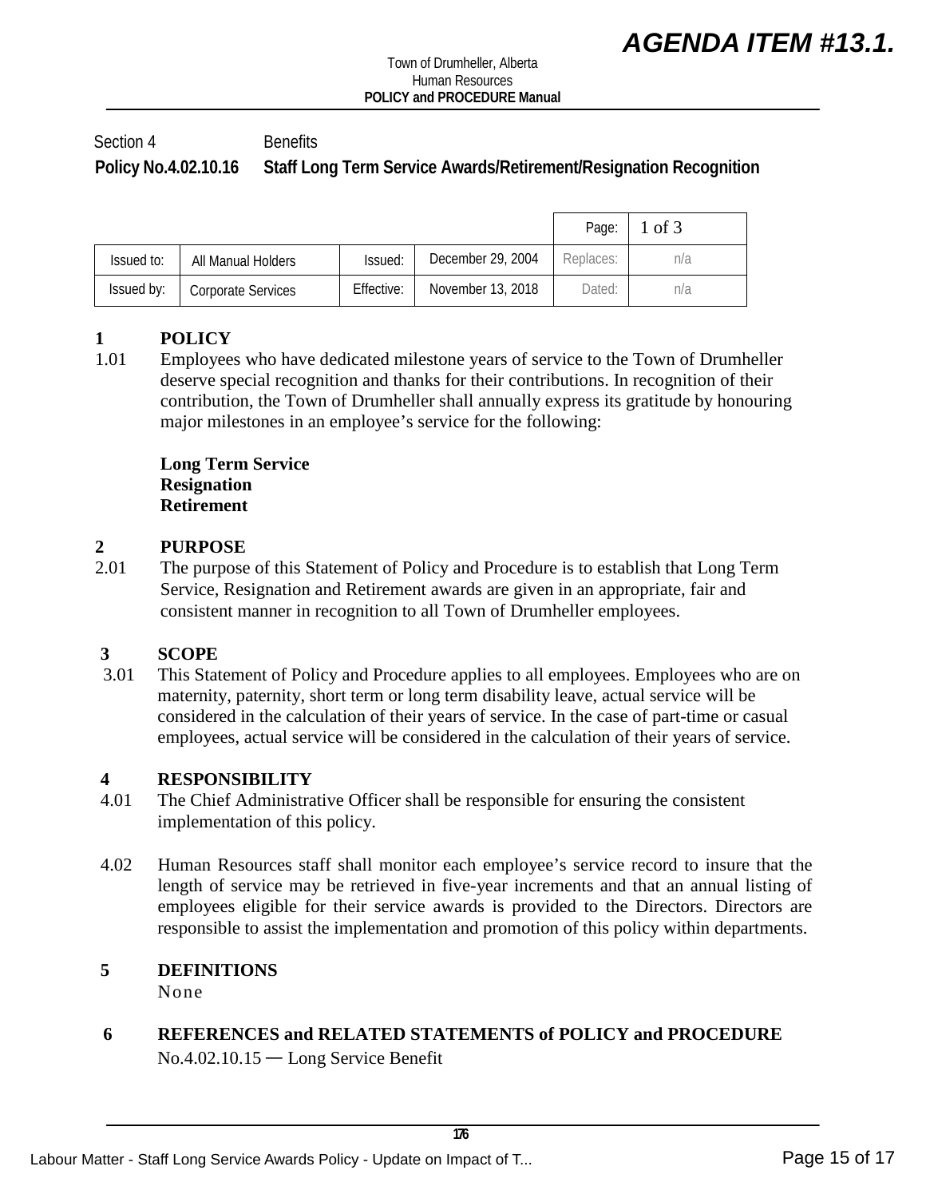Town of Drumheller, Alberta
Human Resources
**POLICY and PROCEDURE Manual**

Section 4 Benefits

**Policy No.4.02.10.16 Staff Long Term Service Awards/Retirement/Resignation Recognition**

| | | | | Page: | 1 of 3 |
|---|---|---|---|---|---|
| Issued to: | All Manual Holders | Issued: | December 29, 2004 | Replaces: | n/a |
| Issued by: | Corporate Services | Effective: | November 13, 2018 | Dated: | n/a |

## 1 POLICY

1.01 Employees who have dedicated milestone years of service to the Town of Drumheller deserve special recognition and thanks for their contributions. In recognition of their contribution, the Town of Drumheller shall annually express its gratitude by honouring major milestones in an employee's service for the following:

**Long Term Service**
**Resignation**
**Retirement**

## 2 PURPOSE

2.01 The purpose of this Statement of Policy and Procedure is to establish that Long Term Service, Resignation and Retirement awards are given in an appropriate, fair and consistent manner in recognition to all Town of Drumheller employees.

## 3 SCOPE

3.01 This Statement of Policy and Procedure applies to all employees. Employees who are on maternity, paternity, short term or long term disability leave, actual service will be considered in the calculation of their years of service. In the case of part-time or casual employees, actual service will be considered in the calculation of their years of service.

## 4 RESPONSIBILITY

4.01 The Chief Administrative Officer shall be responsible for ensuring the consistent implementation of this policy.

4.02 Human Resources staff shall monitor each employee's service record to insure that the length of service may be retrieved in five-year increments and that an annual listing of employees eligible for their service awards is provided to the Directors. Directors are responsible to assist the implementation and promotion of this policy within departments.

## 5 DEFINITIONS

None

## 6 REFERENCES and RELATED STATEMENTS of POLICY and PROCEDURE

No.4.02.10.15 — Long Service Benefit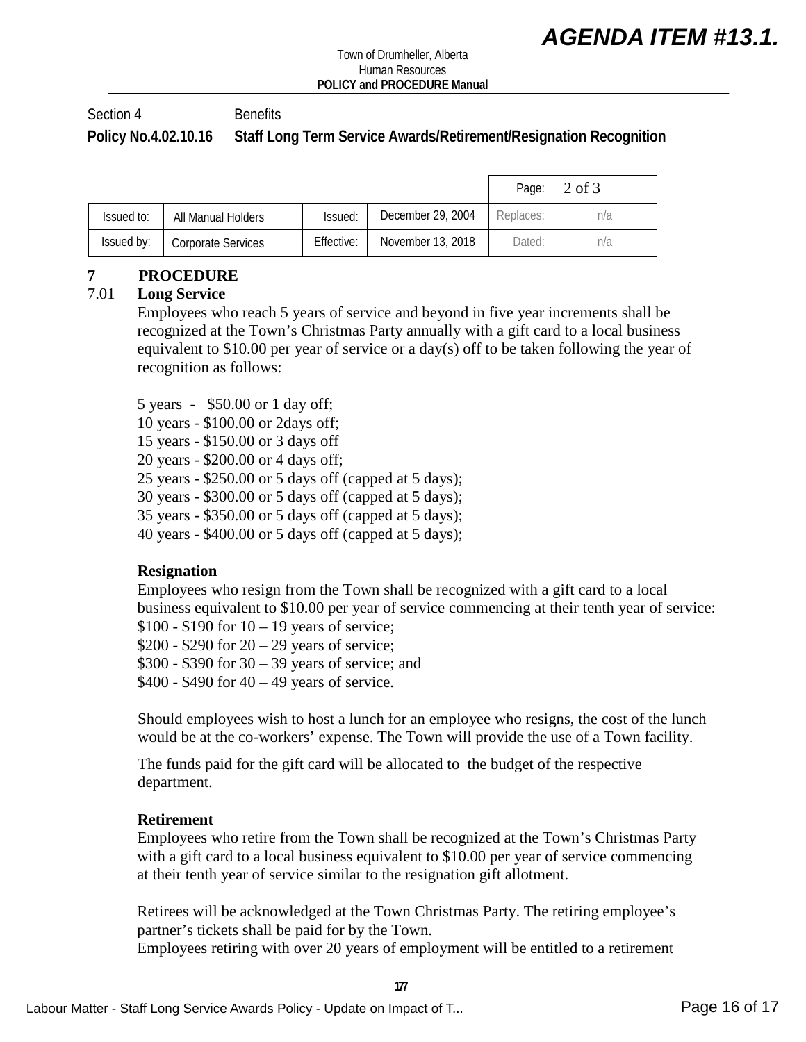Section 4 Benefits

**Policy No.4.02.10.16 Staff Long Term Service Awards/Retirement/Resignation Recognition**

| | | | | Page: | 2 of 3 |
|---|---|---|---|---|---|
| Issued to: | All Manual Holders | Issued: | December 29, 2004 | Replaces: | n/a |
| Issued by: | Corporate Services | Effective: | November 13, 2018 | Dated: | n/a |

**7 PROCEDURE**

7.01 **Long Service**

Employees who reach 5 years of service and beyond in five year increments shall be recognized at the Town's Christmas Party annually with a gift card to a local business equivalent to $10.00 per year of service or a day(s) off to be taken following the year of recognition as follows:

5 years - $50.00 or 1 day off;
10 years - $100.00 or 2days off;
15 years - $150.00 or 3 days off
20 years - $200.00 or 4 days off;
25 years - $250.00 or 5 days off (capped at 5 days);
30 years - $300.00 or 5 days off (capped at 5 days);
35 years - $350.00 or 5 days off (capped at 5 days);
40 years - $400.00 or 5 days off (capped at 5 days);

**Resignation**

Employees who resign from the Town shall be recognized with a gift card to a local business equivalent to $10.00 per year of service commencing at their tenth year of service:
$100 - $190 for 10 – 19 years of service;
$200 - $290 for 20 – 29 years of service;
$300 - $390 for 30 – 39 years of service; and
$400 - $490 for 40 – 49 years of service.

Should employees wish to host a lunch for an employee who resigns, the cost of the lunch would be at the co-workers' expense. The Town will provide the use of a Town facility.

The funds paid for the gift card will be allocated to the budget of the respective department.

**Retirement**

Employees who retire from the Town shall be recognized at the Town's Christmas Party with a gift card to a local business equivalent to $10.00 per year of service commencing at their tenth year of service similar to the resignation gift allotment.

Retirees will be acknowledged at the Town Christmas Party. The retiring employee's partner's tickets shall be paid for by the Town.
Employees retiring with over 20 years of employment will be entitled to a retirement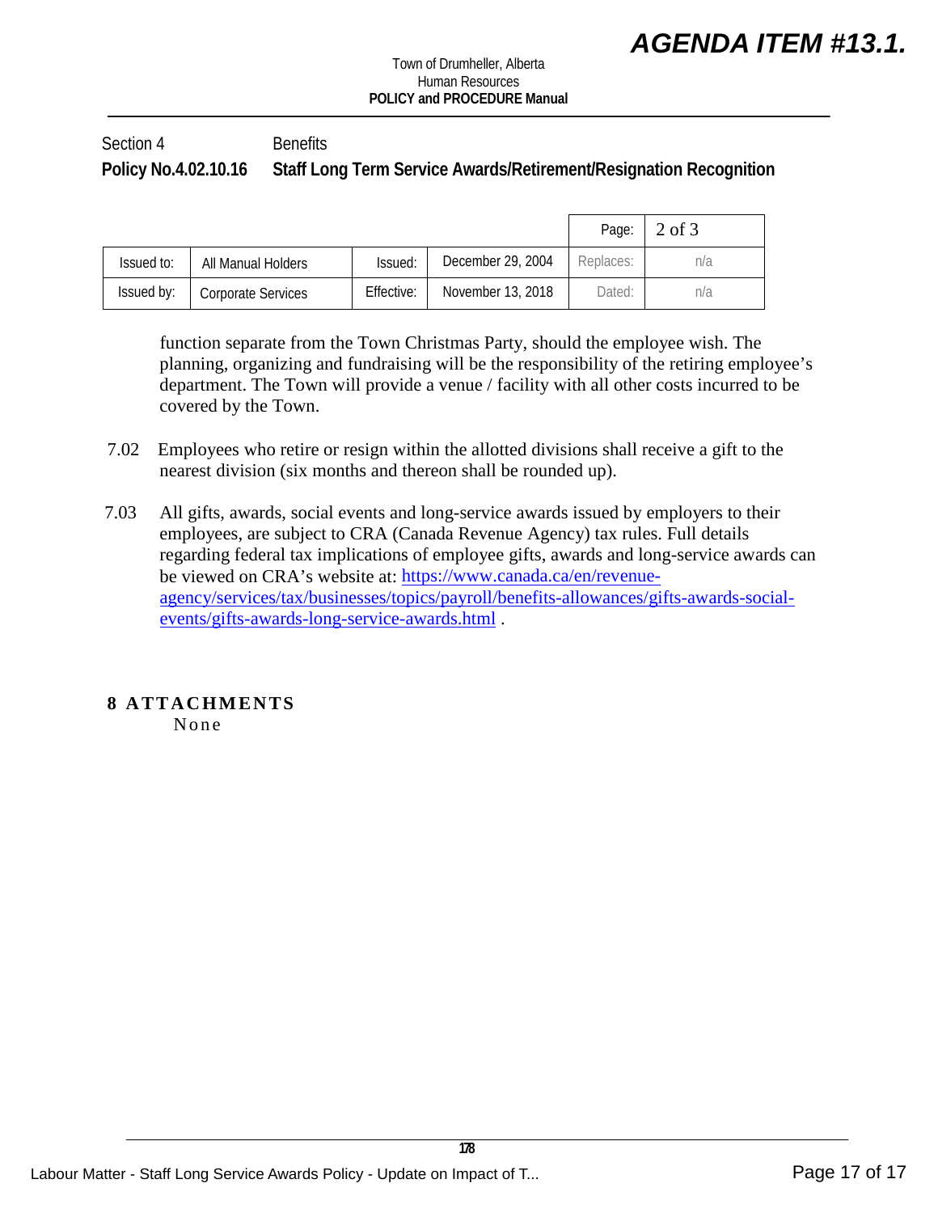Town of Drumheller, Alberta
Human Resources
**POLICY and PROCEDURE Manual**

Section 4 Benefits

**Policy No.4.02.10.16 Staff Long Term Service Awards/Retirement/Resignation Recognition**

| | | | | Page: | 2 of 3 |
|---|---|---|---|---|---|
| Issued to: | All Manual Holders | Issued: | December 29, 2004 | Replaces: | n/a |
| Issued by: | Corporate Services | Effective: | November 13, 2018 | Dated: | n/a |

function separate from the Town Christmas Party, should the employee wish. The planning, organizing and fundraising will be the responsibility of the retiring employee's department. The Town will provide a venue / facility with all other costs incurred to be covered by the Town.

7.02 Employees who retire or resign within the allotted divisions shall receive a gift to the nearest division (six months and thereon shall be rounded up).

7.03 All gifts, awards, social events and long-service awards issued by employers to their employees, are subject to CRA (Canada Revenue Agency) tax rules. Full details regarding federal tax implications of employee gifts, awards and long-service awards can be viewed on CRA's website at: https://www.canada.ca/en/revenue-agency/services/tax/businesses/topics/payroll/benefits-allowances/gifts-awards-social-events/gifts-awards-long-service-awards.html .

## 8 ATTACHMENTS

None